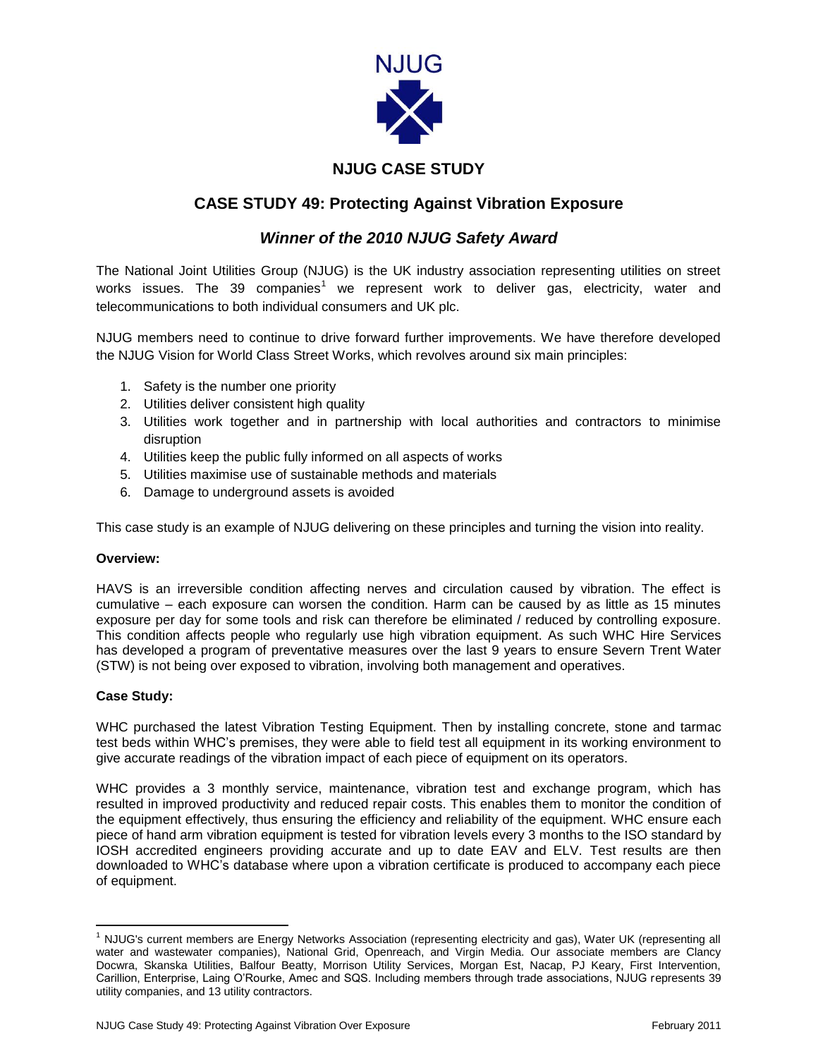NJUG

# NJUG CASE STUDY

## CASE STUDY 49: Protecting Against Vibration Exposure

### *Winner of the 2010 NJUG Safety Award*

The National Joint Utilities Group (NJUG) is the UK industry association representing utilities on street works issues. The 39 companies[1] we represent work to deliver gas, electricity, water and telecommunications to both individual consumers and UK plc.

NJUG members need to continue to drive forward further improvements. We have therefore developed the NJUG Vision for World Class Street Works, which revolves around six main principles:

1. Safety is the number one priority
2. Utilities deliver consistent high quality
3. Utilities work together and in partnership with local authorities and contractors to minimise disruption
4. Utilities keep the public fully informed on all aspects of works
5. Utilities maximise use of sustainable methods and materials
6. Damage to underground assets is avoided

This case study is an example of NJUG delivering on these principles and turning the vision into reality.

**Overview:**

HAVS is an irreversible condition affecting nerves and circulation caused by vibration. The effect is cumulative – each exposure can worsen the condition. Harm can be caused by as little as 15 minutes exposure per day for some tools and risk can therefore be eliminated / reduced by controlling exposure. This condition affects people who regularly use high vibration equipment. As such WHC Hire Services has developed a program of preventative measures over the last 9 years to ensure Severn Trent Water (STW) is not being over exposed to vibration, involving both management and operatives.

**Case Study:**

WHC purchased the latest Vibration Testing Equipment. Then by installing concrete, stone and tarmac test beds within WHC's premises, they were able to field test all equipment in its working environment to give accurate readings of the vibration impact of each piece of equipment on its operators.

WHC provides a 3 monthly service, maintenance, vibration test and exchange program, which has resulted in improved productivity and reduced repair costs. This enables them to monitor the condition of the equipment effectively, thus ensuring the efficiency and reliability of the equipment. WHC ensure each piece of hand arm vibration equipment is tested for vibration levels every 3 months to the ISO standard by IOSH accredited engineers providing accurate and up to date EAV and ELV. Test results are then downloaded to WHC's database where upon a vibration certificate is produced to accompany each piece of equipment.

---

[1] NJUG's current members are Energy Networks Association (representing electricity and gas), Water UK (representing all water and wastewater companies), National Grid, Openreach, and Virgin Media. Our associate members are Clancy Docwra, Skanska Utilities, Balfour Beatty, Morrison Utility Services, Morgan Est, Nacap, PJ Keary, First Intervention, Carillion, Enterprise, Laing O'Rourke, Amec and SQS. Including members through trade associations, NJUG represents 39 utility companies, and 13 utility contractors.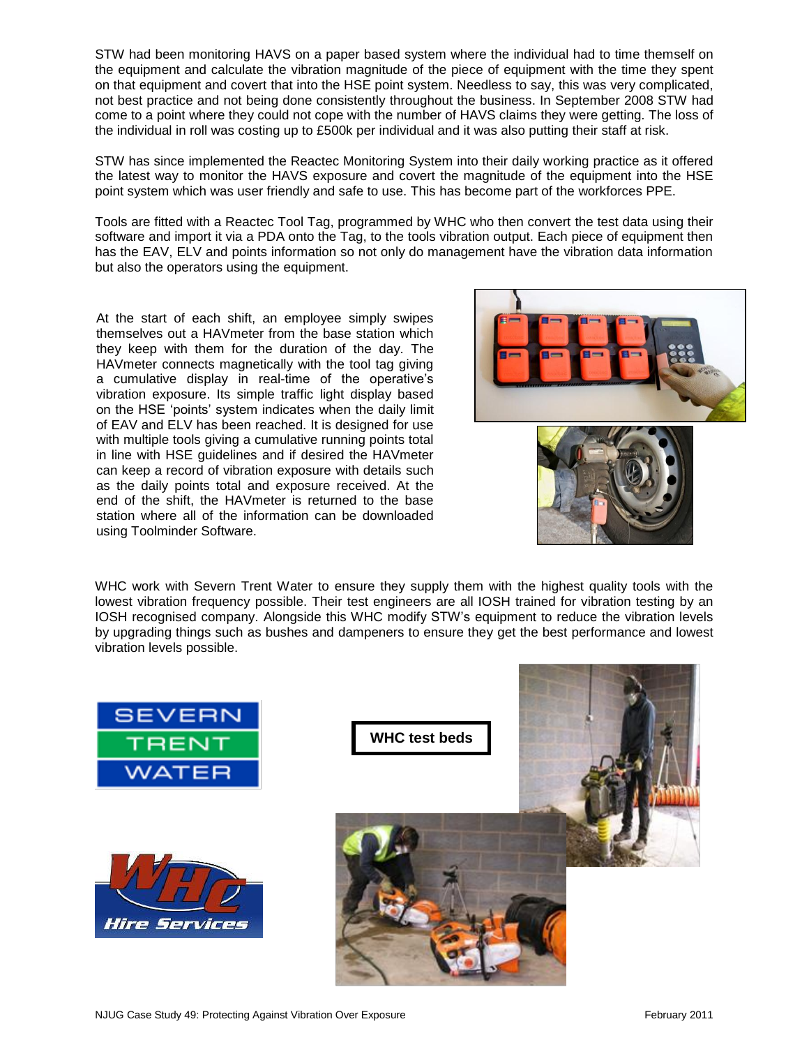STW had been monitoring HAVS on a paper based system where the individual had to time themself on the equipment and calculate the vibration magnitude of the piece of equipment with the time they spent on that equipment and covert that into the HSE point system. Needless to say, this was very complicated, not best practice and not being done consistently throughout the business. In September 2008 STW had come to a point where they could not cope with the number of HAVS claims they were getting. The loss of the individual in roll was costing up to £500k per individual and it was also putting their staff at risk.

STW has since implemented the Reactec Monitoring System into their daily working practice as it offered the latest way to monitor the HAVS exposure and covert the magnitude of the equipment into the HSE point system which was user friendly and safe to use. This has become part of the workforces PPE.

Tools are fitted with a Reactec Tool Tag, programmed by WHC who then convert the test data using their software and import it via a PDA onto the Tag, to the tools vibration output. Each piece of equipment then has the EAV, ELV and points information so not only do management have the vibration data information but also the operators using the equipment.

At the start of each shift, an employee simply swipes themselves out a HAVmeter from the base station which they keep with them for the duration of the day. The HAVmeter connects magnetically with the tool tag giving a cumulative display in real-time of the operative's vibration exposure. Its simple traffic light display based on the HSE 'points' system indicates when the daily limit of EAV and ELV has been reached. It is designed for use with multiple tools giving a cumulative running points total in line with HSE guidelines and if desired the HAVmeter can keep a record of vibration exposure with details such as the daily points total and exposure received. At the end of the shift, the HAVmeter is returned to the base station where all of the information can be downloaded using Toolminder Software.

WHC work with Severn Trent Water to ensure they supply them with the highest quality tools with the lowest vibration frequency possible. Their test engineers are all IOSH trained for vibration testing by an IOSH recognised company. Alongside this WHC modify STW's equipment to reduce the vibration levels by upgrading things such as bushes and dampeners to ensure they get the best performance and lowest vibration levels possible.

SEVERN TRENT WATER

**WHC test beds**

WHC Hire Services